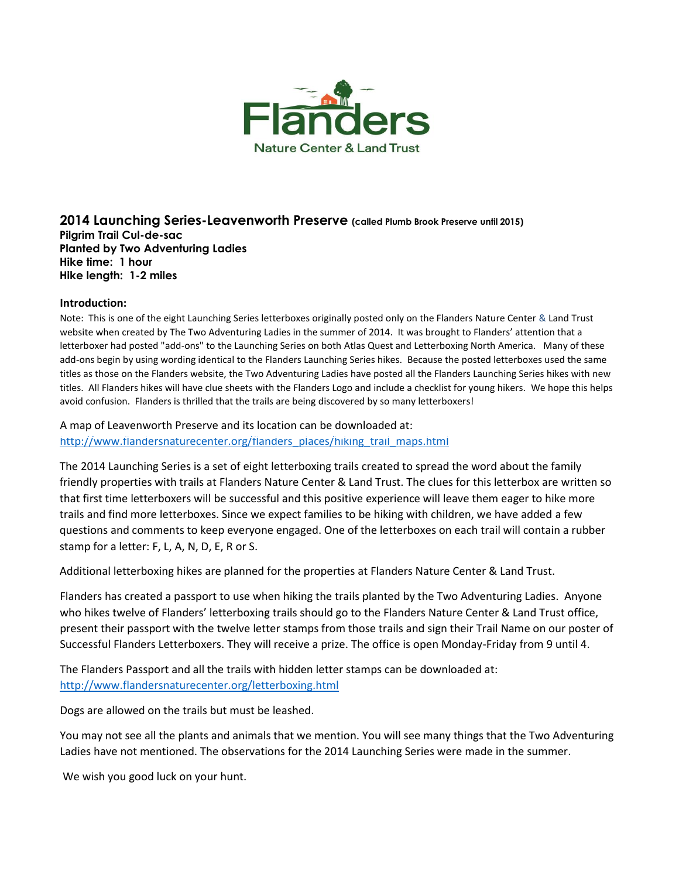Flanders

Nature Center & Land Trust

## 2014 Launching Series-Leavenworth Preserve (called Plumb Brook Preserve until 2015)

**Pilgrim Trail Cul-de-sac**
**Planted by Two Adventuring Ladies**
**Hike time: 1 hour**
**Hike length: 1-2 miles**

**Introduction:**

Note: This is one of the eight Launching Series letterboxes originally posted only on the Flanders Nature Center & Land Trust website when created by The Two Adventuring Ladies in the summer of 2014. It was brought to Flanders' attention that a letterboxer had posted "add-ons" to the Launching Series on both Atlas Quest and Letterboxing North America. Many of these add-ons begin by using wording identical to the Flanders Launching Series hikes. Because the posted letterboxes used the same titles as those on the Flanders website, the Two Adventuring Ladies have posted all the Flanders Launching Series hikes with new titles. All Flanders hikes will have clue sheets with the Flanders Logo and include a checklist for young hikers. We hope this helps avoid confusion. Flanders is thrilled that the trails are being discovered by so many letterboxers!

A map of Leavenworth Preserve and its location can be downloaded at:
http://www.flandersnaturecenter.org/flanders_places/hiking_trail_maps.html

The 2014 Launching Series is a set of eight letterboxing trails created to spread the word about the family friendly properties with trails at Flanders Nature Center & Land Trust. The clues for this letterbox are written so that first time letterboxers will be successful and this positive experience will leave them eager to hike more trails and find more letterboxes. Since we expect families to be hiking with children, we have added a few questions and comments to keep everyone engaged. One of the letterboxes on each trail will contain a rubber stamp for a letter: F, L, A, N, D, E, R or S.

Additional letterboxing hikes are planned for the properties at Flanders Nature Center & Land Trust.

Flanders has created a passport to use when hiking the trails planted by the Two Adventuring Ladies. Anyone who hikes twelve of Flanders' letterboxing trails should go to the Flanders Nature Center & Land Trust office, present their passport with the twelve letter stamps from those trails and sign their Trail Name on our poster of Successful Flanders Letterboxers. They will receive a prize. The office is open Monday-Friday from 9 until 4.

The Flanders Passport and all the trails with hidden letter stamps can be downloaded at:
http://www.flandersnaturecenter.org/letterboxing.html

Dogs are allowed on the trails but must be leashed.

You may not see all the plants and animals that we mention. You will see many things that the Two Adventuring Ladies have not mentioned. The observations for the 2014 Launching Series were made in the summer.

We wish you good luck on your hunt.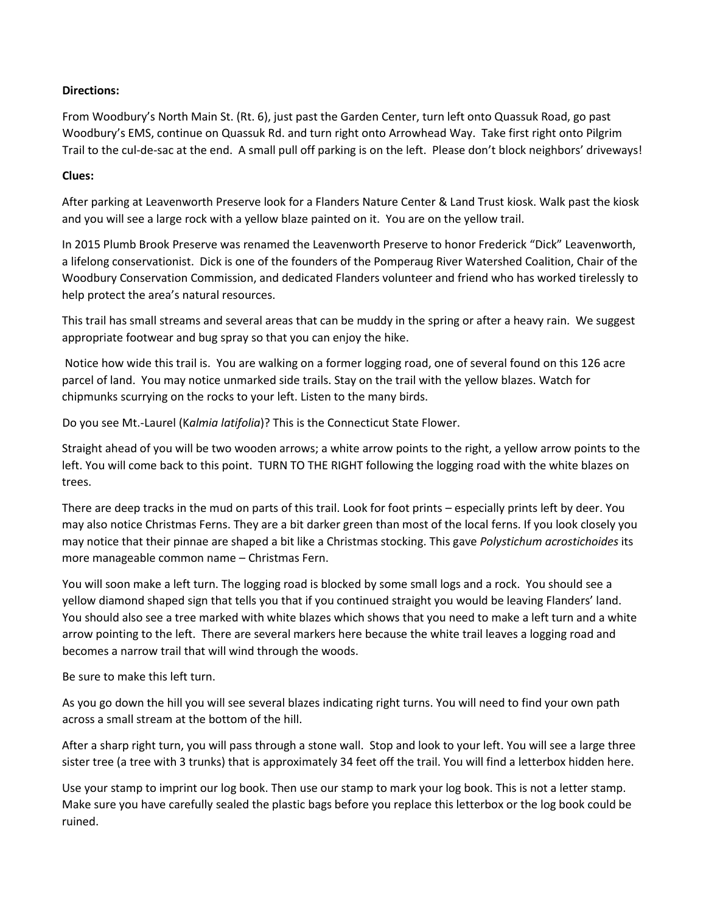**Directions:**

From Woodbury's North Main St. (Rt. 6), just past the Garden Center, turn left onto Quassuk Road, go past Woodbury's EMS, continue on Quassuk Rd. and turn right onto Arrowhead Way. Take first right onto Pilgrim Trail to the cul-de-sac at the end. A small pull off parking is on the left. Please don't block neighbors' driveways!

**Clues:**

After parking at Leavenworth Preserve look for a Flanders Nature Center & Land Trust kiosk. Walk past the kiosk and you will see a large rock with a yellow blaze painted on it. You are on the yellow trail.

In 2015 Plumb Brook Preserve was renamed the Leavenworth Preserve to honor Frederick "Dick" Leavenworth, a lifelong conservationist. Dick is one of the founders of the Pomperaug River Watershed Coalition, Chair of the Woodbury Conservation Commission, and dedicated Flanders volunteer and friend who has worked tirelessly to help protect the area's natural resources.

This trail has small streams and several areas that can be muddy in the spring or after a heavy rain. We suggest appropriate footwear and bug spray so that you can enjoy the hike.

Notice how wide this trail is. You are walking on a former logging road, one of several found on this 126 acre parcel of land. You may notice unmarked side trails. Stay on the trail with the yellow blazes. Watch for chipmunks scurrying on the rocks to your left. Listen to the many birds.

Do you see Mt.-Laurel (K*almia latifolia*)? This is the Connecticut State Flower.

Straight ahead of you will be two wooden arrows; a white arrow points to the right, a yellow arrow points to the left. You will come back to this point. TURN TO THE RIGHT following the logging road with the white blazes on trees.

There are deep tracks in the mud on parts of this trail. Look for foot prints – especially prints left by deer. You may also notice Christmas Ferns. They are a bit darker green than most of the local ferns. If you look closely you may notice that their pinnae are shaped a bit like a Christmas stocking. This gave *Polystichum acrostichoides* its more manageable common name – Christmas Fern.

You will soon make a left turn. The logging road is blocked by some small logs and a rock. You should see a yellow diamond shaped sign that tells you that if you continued straight you would be leaving Flanders' land. You should also see a tree marked with white blazes which shows that you need to make a left turn and a white arrow pointing to the left. There are several markers here because the white trail leaves a logging road and becomes a narrow trail that will wind through the woods.

Be sure to make this left turn.

As you go down the hill you will see several blazes indicating right turns. You will need to find your own path across a small stream at the bottom of the hill.

After a sharp right turn, you will pass through a stone wall. Stop and look to your left. You will see a large three sister tree (a tree with 3 trunks) that is approximately 34 feet off the trail. You will find a letterbox hidden here.

Use your stamp to imprint our log book. Then use our stamp to mark your log book. This is not a letter stamp. Make sure you have carefully sealed the plastic bags before you replace this letterbox or the log book could be ruined.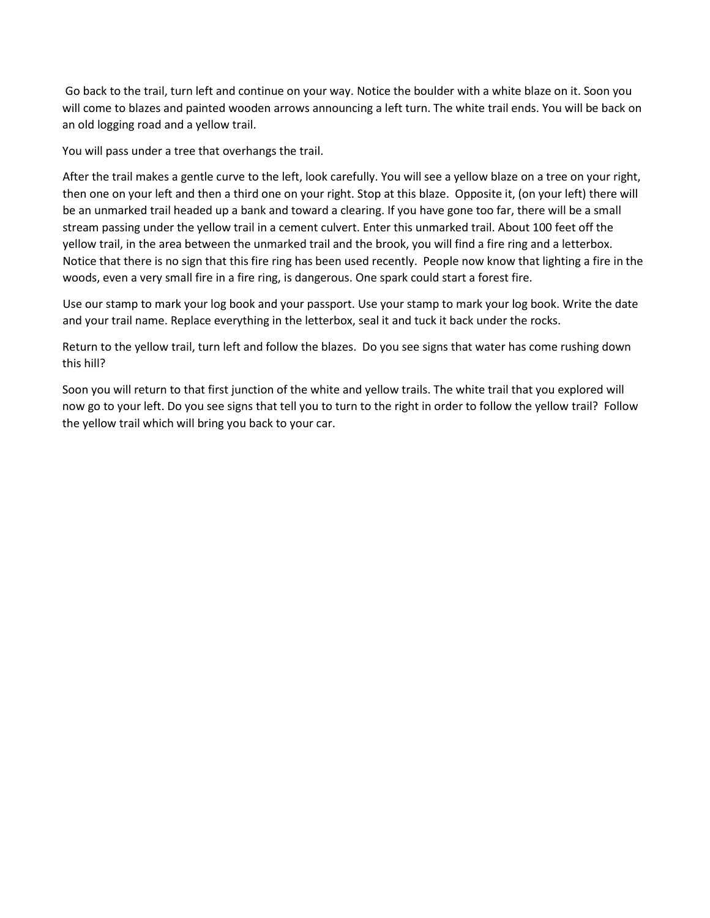Go back to the trail, turn left and continue on your way. Notice the boulder with a white blaze on it. Soon you will come to blazes and painted wooden arrows announcing a left turn. The white trail ends. You will be back on an old logging road and a yellow trail.

You will pass under a tree that overhangs the trail.

After the trail makes a gentle curve to the left, look carefully. You will see a yellow blaze on a tree on your right, then one on your left and then a third one on your right. Stop at this blaze. Opposite it, (on your left) there will be an unmarked trail headed up a bank and toward a clearing. If you have gone too far, there will be a small stream passing under the yellow trail in a cement culvert. Enter this unmarked trail. About 100 feet off the yellow trail, in the area between the unmarked trail and the brook, you will find a fire ring and a letterbox. Notice that there is no sign that this fire ring has been used recently. People now know that lighting a fire in the woods, even a very small fire in a fire ring, is dangerous. One spark could start a forest fire.

Use our stamp to mark your log book and your passport. Use your stamp to mark your log book. Write the date and your trail name. Replace everything in the letterbox, seal it and tuck it back under the rocks.

Return to the yellow trail, turn left and follow the blazes. Do you see signs that water has come rushing down this hill?

Soon you will return to that first junction of the white and yellow trails. The white trail that you explored will now go to your left. Do you see signs that tell you to turn to the right in order to follow the yellow trail? Follow the yellow trail which will bring you back to your car.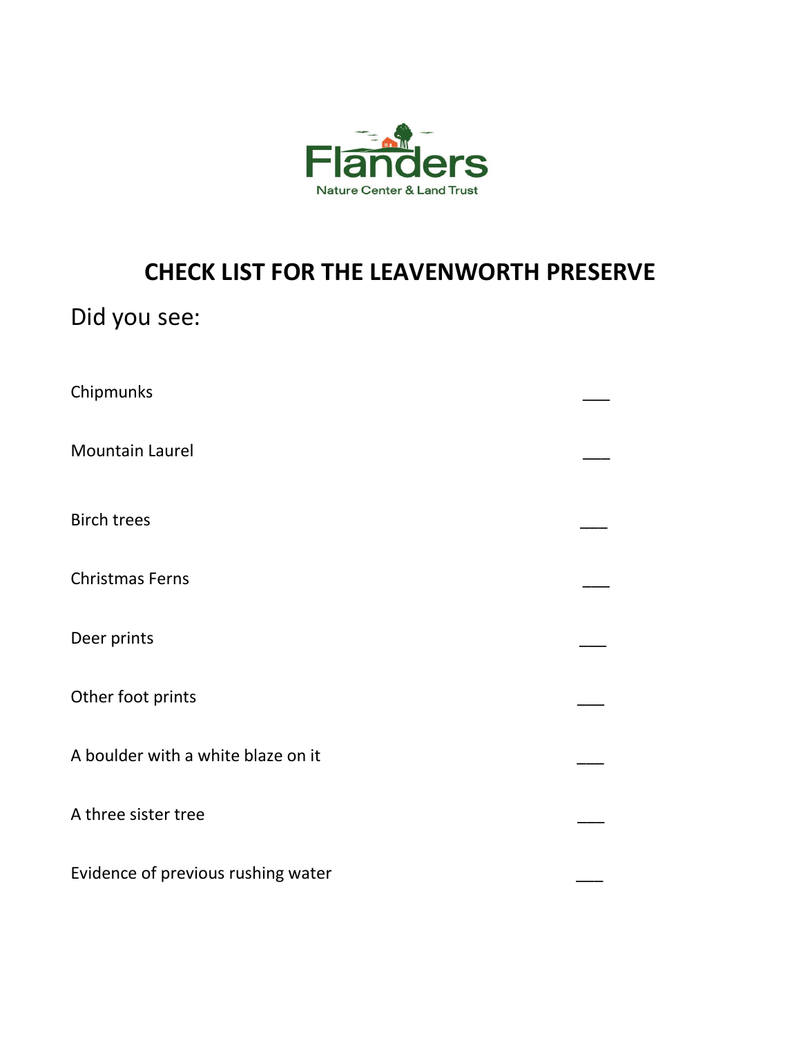Flanders

Nature Center & Land Trust

# CHECK LIST FOR THE LEAVENWORTH PRESERVE

Did you see:

Chipmunks ___

Mountain Laurel ___

Birch trees ___

Christmas Ferns ___

Deer prints ___

Other foot prints ___

A boulder with a white blaze on it ___

A three sister tree ___

Evidence of previous rushing water ___